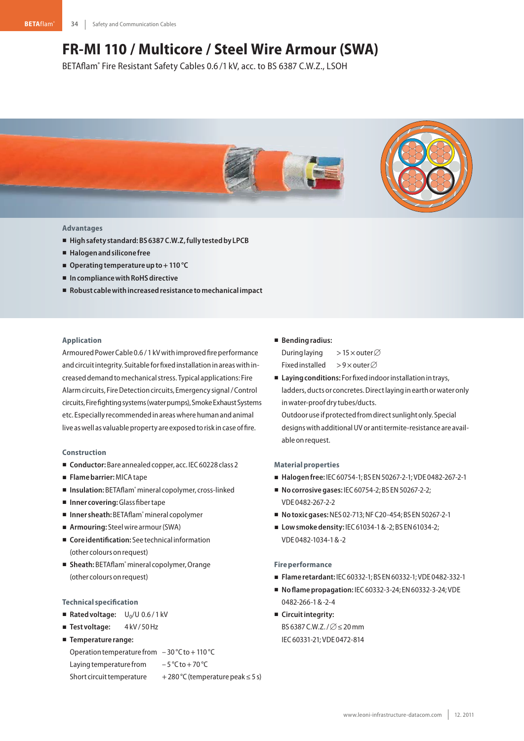# FR-MI 110 / Multicore / Steel Wire Armour (SWA)

BETAflam® Fire Resistant Safety Cables 0.6 /1 kV, acc. to BS 6387 C.W.Z., LSOH

### Advantages

- **High safety standard: BS 6387 C.W.Z, fully tested by LPCB**
- **Halogen and silicone free**
- **Operating temperature up to + 110 °C**
- **In compliance with RoHS directive**
- **Robust cable with increased resistance to mechanical impact**

### Application

Armoured Power Cable 0.6 / 1 kV with improved fire performance and circuit integrity. Suitable for fixed installation in areas with increased demand to mechanical stress. Typical applications: Fire Alarm circuits, Fire Detection circuits, Emergency signal / Control circuits, Firefighting systems (water pumps), Smoke Exhaust Systems etc. Especially recommended in areas where human and animal live as well as valuable property are exposed to risk in case of fire.

### Construction

- **Conductor:** Bare annealed copper, acc. IEC 60228 class 2
- **Flame barrier:** MICA tape
- **Insulation:** BETAflam® mineral copolymer, cross-linked
- **Inner covering:** Glass fiber tape
- **Inner sheath:** BETAflam® mineral copolymer
- **Armouring:** Steel wire armour (SWA)
- **Core identification:** See technical information (other colours on request)
- **Sheath:** BETAflam® mineral copolymer, Orange (other colours on request)

### Technical specification

- **Rated voltage:** $U_0/U$ 0.6 / 1 kV
- **Test voltage:** 4 kV / 50 Hz
- **Temperature range:**
  - Operation temperature from – 30 °C to + 110 °C
  - Laying temperature from – 5 °C to + 70 °C
  - Short circuit temperature + 280 °C (temperature peak ≤ 5 s)
- **Bending radius:**
  - During laying > 15 × outer ∅
  - Fixed installed > 9 × outer ∅
- **Laying conditions:** For fixed indoor installation in trays, ladders, ducts or concretes. Direct laying in earth or water only in water-proof dry tubes/ducts.
  Outdoor use if protected from direct sunlight only. Special designs with additional UV or anti termite-resistance are available on request.

### Material properties

- **Halogen free:** IEC 60754-1; BS EN 50267-2-1; VDE 0482-267-2-1
- **No corrosive gases:** IEC 60754-2; BS EN 50267-2-2; VDE 0482-267-2-2
- **No toxic gases:** NES 02-713; NF C20-454; BS EN 50267-2-1
- **Low smoke density:** IEC 61034-1 & -2; BS EN 61034-2; VDE 0482-1034-1 & -2

### Fire performance

- **Flame retardant:** IEC 60332-1; BS EN 60332-1; VDE 0482-332-1
- **No flame propagation:** IEC 60332-3-24; EN 60332-3-24; VDE 0482-266-1 & -2-4
- **Circuit integrity:**
  BS 6387 C.W.Z. / ∅ ≤ 20 mm
  IEC 60331-21; VDE 0472-814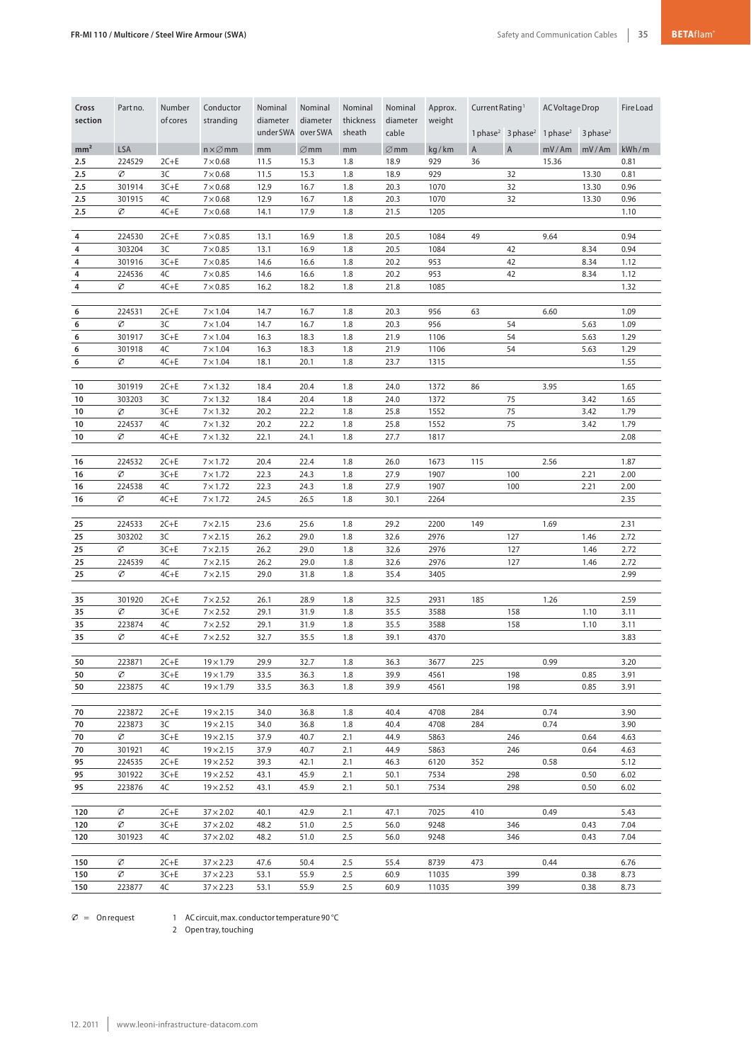## FR-MI 110 / Multicore / Steel Wire Armour (SWA)

| Cross section | Part no. | Number of cores | Conductor stranding | Nominal diameter under SWA | Nominal diameter over SWA | Nominal thickness sheath | Nominal diameter cable | Approx. weight | Current Rating[1] | | AC Voltage Drop | | Fire Load |
|---|---|---|---|---|---|---|---|---|---|---|---|---|---|
| | | | | | | | | | 1 phase[2] | 3 phase[2] | 1 phase[2] | 3 phase[2] | |
| mm² | LSA | | n × ∅ mm | mm | ∅ mm | mm | ∅ mm | kg / km | A | A | mV / Am | mV / Am | kWh / m |
| **2.5** | 224529 | 2C+E | 7 × 0.68 | 11.5 | 15.3 | 1.8 | 18.9 | 929 | 36 | | 15.36 | | 0.81 |
| **2.5** | ∅ | 3C | 7 × 0.68 | 11.5 | 15.3 | 1.8 | 18.9 | 929 | | 32 | | 13.30 | 0.81 |
| **2.5** | 301914 | 3C+E | 7 × 0.68 | 12.9 | 16.7 | 1.8 | 20.3 | 1070 | | 32 | | 13.30 | 0.96 |
| **2.5** | 301915 | 4C | 7 × 0.68 | 12.9 | 16.7 | 1.8 | 20.3 | 1070 | | 32 | | 13.30 | 0.96 |
| **2.5** | ∅ | 4C+E | 7 × 0.68 | 14.1 | 17.9 | 1.8 | 21.5 | 1205 | | | | | 1.10 |
| **4** | 224530 | 2C+E | 7 × 0.85 | 13.1 | 16.9 | 1.8 | 20.5 | 1084 | 49 | | 9.64 | | 0.94 |
| **4** | 303204 | 3C | 7 × 0.85 | 13.1 | 16.9 | 1.8 | 20.5 | 1084 | | 42 | | 8.34 | 0.94 |
| **4** | 301916 | 3C+E | 7 × 0.85 | 14.6 | 16.6 | 1.8 | 20.2 | 953 | | 42 | | 8.34 | 1.12 |
| **4** | 224536 | 4C | 7 × 0.85 | 14.6 | 16.6 | 1.8 | 20.2 | 953 | | 42 | | 8.34 | 1.12 |
| **4** | ∅ | 4C+E | 7 × 0.85 | 16.2 | 18.2 | 1.8 | 21.8 | 1085 | | | | | 1.32 |
| **6** | 224531 | 2C+E | 7 × 1.04 | 14.7 | 16.7 | 1.8 | 20.3 | 956 | 63 | | 6.60 | | 1.09 |
| **6** | ∅ | 3C | 7 × 1.04 | 14.7 | 16.7 | 1.8 | 20.3 | 956 | | 54 | | 5.63 | 1.09 |
| **6** | 301917 | 3C+E | 7 × 1.04 | 16.3 | 18.3 | 1.8 | 21.9 | 1106 | | 54 | | 5.63 | 1.29 |
| **6** | 301918 | 4C | 7 × 1.04 | 16.3 | 18.3 | 1.8 | 21.9 | 1106 | | 54 | | 5.63 | 1.29 |
| **6** | ∅ | 4C+E | 7 × 1.04 | 18.1 | 20.1 | 1.8 | 23.7 | 1315 | | | | | 1.55 |
| **10** | 301919 | 2C+E | 7 × 1.32 | 18.4 | 20.4 | 1.8 | 24.0 | 1372 | 86 | | 3.95 | | 1.65 |
| **10** | 303203 | 3C | 7 × 1.32 | 18.4 | 20.4 | 1.8 | 24.0 | 1372 | | 75 | | 3.42 | 1.65 |
| **10** | ∅ | 3C+E | 7 × 1.32 | 20.2 | 22.2 | 1.8 | 25.8 | 1552 | | 75 | | 3.42 | 1.79 |
| **10** | 224537 | 4C | 7 × 1.32 | 20.2 | 22.2 | 1.8 | 25.8 | 1552 | | 75 | | 3.42 | 1.79 |
| **10** | ∅ | 4C+E | 7 × 1.32 | 22.1 | 24.1 | 1.8 | 27.7 | 1817 | | | | | 2.08 |
| **16** | 224532 | 2C+E | 7 × 1.72 | 20.4 | 22.4 | 1.8 | 26.0 | 1673 | 115 | | 2.56 | | 1.87 |
| **16** | ∅ | 3C+E | 7 × 1.72 | 22.3 | 24.3 | 1.8 | 27.9 | 1907 | | 100 | | 2.21 | 2.00 |
| **16** | 224538 | 4C | 7 × 1.72 | 22.3 | 24.3 | 1.8 | 27.9 | 1907 | | 100 | | 2.21 | 2.00 |
| **16** | ∅ | 4C+E | 7 × 1.72 | 24.5 | 26.5 | 1.8 | 30.1 | 2264 | | | | | 2.35 |
| **25** | 224533 | 2C+E | 7 × 2.15 | 23.6 | 25.6 | 1.8 | 29.2 | 2200 | 149 | | 1.69 | | 2.31 |
| **25** | 303202 | 3C | 7 × 2.15 | 26.2 | 29.0 | 1.8 | 32.6 | 2976 | | 127 | | 1.46 | 2.72 |
| **25** | ∅ | 3C+E | 7 × 2.15 | 26.2 | 29.0 | 1.8 | 32.6 | 2976 | | 127 | | 1.46 | 2.72 |
| **25** | 224539 | 4C | 7 × 2.15 | 26.2 | 29.0 | 1.8 | 32.6 | 2976 | | 127 | | 1.46 | 2.72 |
| **25** | ∅ | 4C+E | 7 × 2.15 | 29.0 | 31.8 | 1.8 | 35.4 | 3405 | | | | | 2.99 |
| **35** | 301920 | 2C+E | 7 × 2.52 | 26.1 | 28.9 | 1.8 | 32.5 | 2931 | 185 | | 1.26 | | 2.59 |
| **35** | ∅ | 3C+E | 7 × 2.52 | 29.1 | 31.9 | 1.8 | 35.5 | 3588 | | 158 | | 1.10 | 3.11 |
| **35** | 223874 | 4C | 7 × 2.52 | 29.1 | 31.9 | 1.8 | 35.5 | 3588 | | 158 | | 1.10 | 3.11 |
| **35** | ∅ | 4C+E | 7 × 2.52 | 32.7 | 35.5 | 1.8 | 39.1 | 4370 | | | | | 3.83 |
| **50** | 223871 | 2C+E | 19 × 1.79 | 29.9 | 32.7 | 1.8 | 36.3 | 3677 | 225 | | 0.99 | | 3.20 |
| **50** | ∅ | 3C+E | 19 × 1.79 | 33.5 | 36.3 | 1.8 | 39.9 | 4561 | | 198 | | 0.85 | 3.91 |
| **50** | 223875 | 4C | 19 × 1.79 | 33.5 | 36.3 | 1.8 | 39.9 | 4561 | | 198 | | 0.85 | 3.91 |
| **70** | 223872 | 2C+E | 19 × 2.15 | 34.0 | 36.8 | 1.8 | 40.4 | 4708 | 284 | | 0.74 | | 3.90 |
| **70** | 223873 | 3C | 19 × 2.15 | 34.0 | 36.8 | 1.8 | 40.4 | 4708 | 284 | | 0.74 | | 3.90 |
| **70** | ∅ | 3C+E | 19 × 2.15 | 37.9 | 40.7 | 2.1 | 44.9 | 5863 | | 246 | | 0.64 | 4.63 |
| **70** | 301921 | 4C | 19 × 2.15 | 37.9 | 40.7 | 2.1 | 44.9 | 5863 | | 246 | | 0.64 | 4.63 |
| **95** | 224535 | 2C+E | 19 × 2.52 | 39.3 | 42.1 | 2.1 | 46.3 | 6120 | 352 | | 0.58 | | 5.12 |
| **95** | 301922 | 3C+E | 19 × 2.52 | 43.1 | 45.9 | 2.1 | 50.1 | 7534 | | 298 | | 0.50 | 6.02 |
| **95** | 223876 | 4C | 19 × 2.52 | 43.1 | 45.9 | 2.1 | 50.1 | 7534 | | 298 | | 0.50 | 6.02 |
| **120** | ∅ | 2C+E | 37 × 2.02 | 40.1 | 42.9 | 2.1 | 47.1 | 7025 | 410 | | 0.49 | | 5.43 |
| **120** | ∅ | 3C+E | 37 × 2.02 | 48.2 | 51.0 | 2.5 | 56.0 | 9248 | | 346 | | 0.43 | 7.04 |
| **120** | 301923 | 4C | 37 × 2.02 | 48.2 | 51.0 | 2.5 | 56.0 | 9248 | | 346 | | 0.43 | 7.04 |
| **150** | ∅ | 2C+E | 37 × 2.23 | 47.6 | 50.4 | 2.5 | 55.4 | 8739 | 473 | | 0.44 | | 6.76 |
| **150** | ∅ | 3C+E | 37 × 2.23 | 53.1 | 55.9 | 2.5 | 60.9 | 11035 | | 399 | | 0.38 | 8.73 |
| **150** | 223877 | 4C | 37 × 2.23 | 53.1 | 55.9 | 2.5 | 60.9 | 11035 | | 399 | | 0.38 | 8.73 |

∅ = On request

1 AC circuit, max. conductor temperature 90 °C

2 Open tray, touching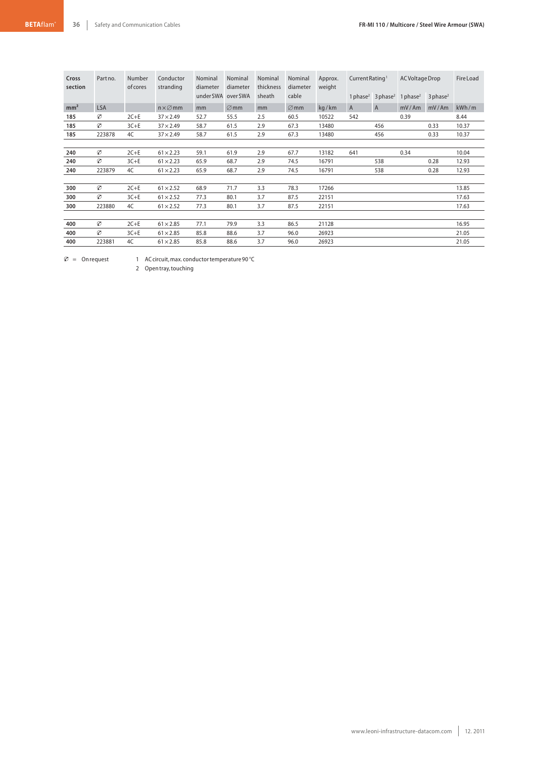| Cross section | Part no. | Number of cores | Conductor stranding | Nominal diameter under SWA | Nominal diameter over SWA | Nominal thickness sheath | Nominal diameter cable | Approx. weight | Current Rating[1] | | AC Voltage Drop | | Fire Load |
|---|---|---|---|---|---|---|---|---|---|---|---|---|---|
| | | | | | | | | | 1 phase[2] | 3 phase[2] | 1 phase[2] | 3 phase[2] | |
| mm² | LSA | | n × ∅ mm | mm | ∅ mm | mm | ∅ mm | kg / km | A | A | mV / Am | mV / Am | kWh / m |
| **185** | ∅ | 2C+E | 37 × 2.49 | 52.7 | 55.5 | 2.5 | 60.5 | 10522 | 542 | | 0.39 | | 8.44 |
| **185** | ∅ | 3C+E | 37 × 2.49 | 58.7 | 61.5 | 2.9 | 67.3 | 13480 | | 456 | | 0.33 | 10.37 |
| **185** | 223878 | 4C | 37 × 2.49 | 58.7 | 61.5 | 2.9 | 67.3 | 13480 | | 456 | | 0.33 | 10.37 |
| **240** | ∅ | 2C+E | 61 × 2.23 | 59.1 | 61.9 | 2.9 | 67.7 | 13182 | 641 | | 0.34 | | 10.04 |
| **240** | ∅ | 3C+E | 61 × 2.23 | 65.9 | 68.7 | 2.9 | 74.5 | 16791 | | 538 | | 0.28 | 12.93 |
| **240** | 223879 | 4C | 61 × 2.23 | 65.9 | 68.7 | 2.9 | 74.5 | 16791 | | 538 | | 0.28 | 12.93 |
| **300** | ∅ | 2C+E | 61 × 2.52 | 68.9 | 71.7 | 3.3 | 78.3 | 17266 | | | | | 13.85 |
| **300** | ∅ | 3C+E | 61 × 2.52 | 77.3 | 80.1 | 3.7 | 87.5 | 22151 | | | | | 17.63 |
| **300** | 223880 | 4C | 61 × 2.52 | 77.3 | 80.1 | 3.7 | 87.5 | 22151 | | | | | 17.63 |
| **400** | ∅ | 2C+E | 61 × 2.85 | 77.1 | 79.9 | 3.3 | 86.5 | 21128 | | | | | 16.95 |
| **400** | ∅ | 3C+E | 61 × 2.85 | 85.8 | 88.6 | 3.7 | 96.0 | 26923 | | | | | 21.05 |
| **400** | 223881 | 4C | 61 × 2.85 | 85.8 | 88.6 | 3.7 | 96.0 | 26923 | | | | | 21.05 |

∅ = On request

1 AC circuit, max. conductor temperature 90 °C

2 Open tray, touching